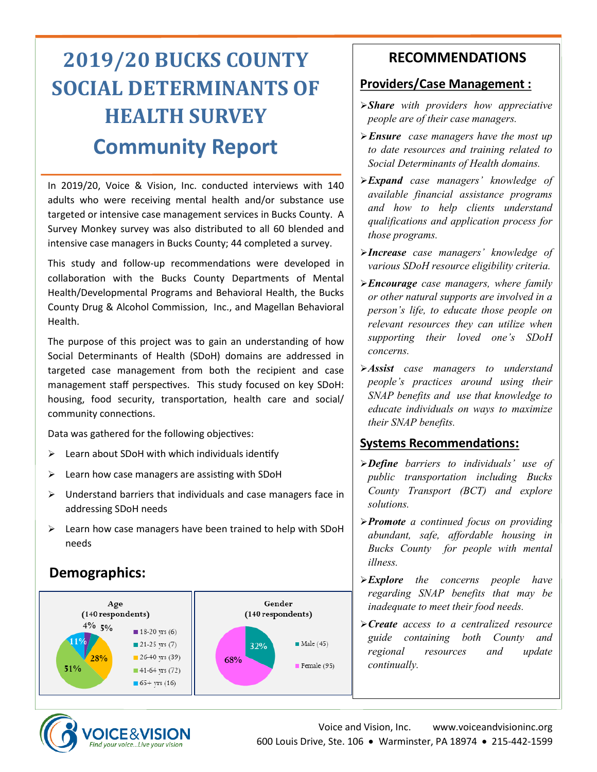# 2019/20 BUCKS COUNTY SOCIAL DETERMINANTS OF HEALTH SURVEY

## Community Report

In 2019/20, Voice & Vision, Inc. conducted interviews with 140 adults who were receiving mental health and/or substance use targeted or intensive case management services in Bucks County. A Survey Monkey survey was also distributed to all 60 blended and intensive case managers in Bucks County; 44 completed a survey.

This study and follow-up recommendations were developed in collaboration with the Bucks County Departments of Mental Health/Developmental Programs and Behavioral Health, the Bucks County Drug & Alcohol Commission, Inc., and Magellan Behavioral Health.

The purpose of this project was to gain an understanding of how Social Determinants of Health (SDoH) domains are addressed in targeted case management from both the recipient and case management staff perspectives. This study focused on key SDoH: housing, food security, transportation, health care and social/ community connections.

Data was gathered for the following objectives:

- Learn about SDoH with which individuals identify
- Learn how case managers are assisting with SDoH
- Understand barriers that individuals and case managers face in addressing SDoH needs
- Learn how case managers have been trained to help with SDoH needs

## Demographics:

**Age (140 respondents)**

| Age | Count | Percent |
|---|---|---|
| 18-20 yrs | 6 | 4% |
| 21-25 yrs | 7 | 5% |
| 26-40 yrs | 39 | 28% |
| 41-64 yrs | 72 | 51% |
| 65+ yrs | 16 | 11% |

**Gender (140 respondents)**

| Gender | Count | Percent |
|---|---|---|
| Male | 45 | 32% |
| Female | 95 | 68% |

## RECOMMENDATIONS

### Providers/Case Management :

- ***Share*** *with providers how appreciative people are of their case managers.*
- ***Ensure*** *case managers have the most up to date resources and training related to Social Determinants of Health domains.*
- ***Expand*** *case managers' knowledge of available financial assistance programs and how to help clients understand qualifications and application process for those programs.*
- ***Increase*** *case managers' knowledge of various SDoH resource eligibility criteria.*
- ***Encourage*** *case managers, where family or other natural supports are involved in a person's life, to educate those people on relevant resources they can utilize when supporting their loved one's SDoH concerns.*
- ***Assist*** *case managers to understand people's practices around using their SNAP benefits and use that knowledge to educate individuals on ways to maximize their SNAP benefits.*

### Systems Recommendations:

- ***Define*** *barriers to individuals' use of public transportation including Bucks County Transport (BCT) and explore solutions.*
- ***Promote*** *a continued focus on providing abundant, safe, affordable housing in Bucks County for people with mental illness.*
- ***Explore*** *the concerns people have regarding SNAP benefits that may be inadequate to meet their food needs.*
- ***Create*** *access to a centralized resource guide containing both County and regional resources and update continually.*

VOICE&VISION — Find your voice...Live your vision

Voice and Vision, Inc. www.voiceandvisioninc.org
600 Louis Drive, Ste. 106 • Warminster, PA 18974 • 215-442-1599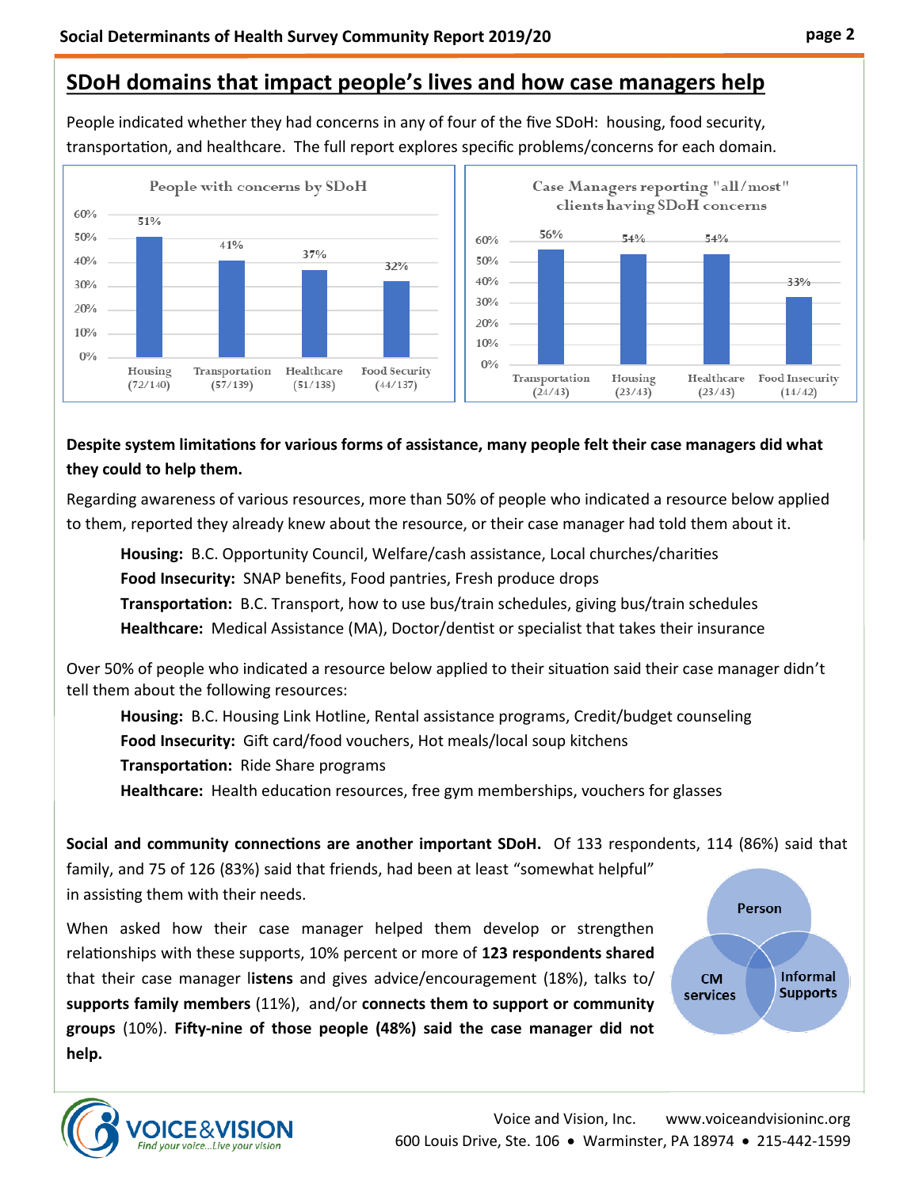## SDoH domains that impact people's lives and how case managers help

People indicated whether they had concerns in any of four of the five SDoH: housing, food security, transportation, and healthcare. The full report explores specific problems/concerns for each domain.

**People with concerns by SDoH**

| SDoH | Percent |
|---|---|
| Housing (72/140) | 51% |
| Transportation (57/139) | 41% |
| Healthcare (51/138) | 37% |
| Food Security (44/137) | 32% |

**Case Managers reporting "all/most" clients having SDoH concerns**

| SDoH | Percent |
|---|---|
| Transportation (24/43) | 56% |
| Housing (23/43) | 54% |
| Healthcare (23/43) | 54% |
| Food Insecurity (14/42) | 33% |

**Despite system limitations for various forms of assistance, many people felt their case managers did what they could to help them.**

Regarding awareness of various resources, more than 50% of people who indicated a resource below applied to them, reported they already knew about the resource, or their case manager had told them about it.

- **Housing:** B.C. Opportunity Council, Welfare/cash assistance, Local churches/charities
- **Food Insecurity:** SNAP benefits, Food pantries, Fresh produce drops
- **Transportation:** B.C. Transport, how to use bus/train schedules, giving bus/train schedules
- **Healthcare:** Medical Assistance (MA), Doctor/dentist or specialist that takes their insurance

Over 50% of people who indicated a resource below applied to their situation said their case manager didn't tell them about the following resources:

- **Housing:** B.C. Housing Link Hotline, Rental assistance programs, Credit/budget counseling
- **Food Insecurity:** Gift card/food vouchers, Hot meals/local soup kitchens
- **Transportation:** Ride Share programs
- **Healthcare:** Health education resources, free gym memberships, vouchers for glasses

**Social and community connections are another important SDoH.** Of 133 respondents, 114 (86%) said that family, and 75 of 126 (83%) said that friends, had been at least "somewhat helpful" in assisting them with their needs.

When asked how their case manager helped them develop or strengthen relationships with these supports, 10% percent or more of **123 respondents shared** that their case manager l**istens** and gives advice/encouragement (18%), talks to/ **supports family members** (11%), and/or **connects them to support or community groups** (10%). **Fifty-nine of those people (48%) said the case manager did not help.**

Person / CM services / Informal Supports

Voice and Vision, Inc. www.voiceandvisioninc.org
600 Louis Drive, Ste. 106 • Warminster, PA 18974 • 215-442-1599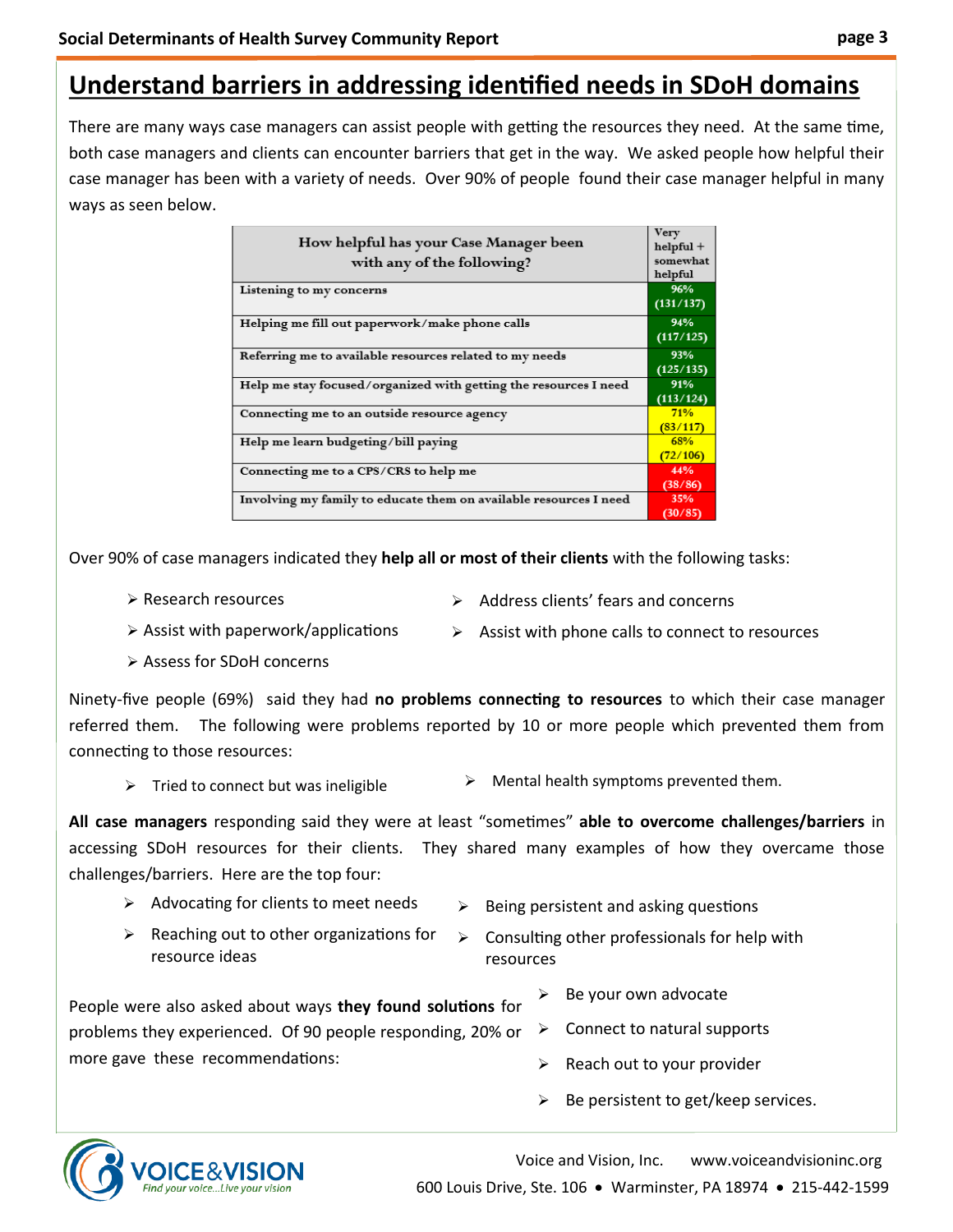# Understand barriers in addressing identified needs in SDoH domains

There are many ways case managers can assist people with getting the resources they need. At the same time, both case managers and clients can encounter barriers that get in the way. We asked people how helpful their case manager has been with a variety of needs. Over 90% of people found their case manager helpful in many ways as seen below.

| How helpful has your Case Manager been with any of the following? | Very helpful + somewhat helpful |
|---|---|
| Listening to my concerns | 96% (131/137) |
| Helping me fill out paperwork/make phone calls | 94% (117/125) |
| Referring me to available resources related to my needs | 93% (125/135) |
| Help me stay focused/organized with getting the resources I need | 91% (113/124) |
| Connecting me to an outside resource agency | 71% (83/117) |
| Help me learn budgeting/bill paying | 68% (72/106) |
| Connecting me to a CPS/CRS to help me | 44% (38/86) |
| Involving my family to educate them on available resources I need | 35% (30/85) |

Over 90% of case managers indicated they **help all or most of their clients** with the following tasks:

- Research resources
- Assist with paperwork/applications
- Assess for SDoH concerns
- Address clients' fears and concerns
- Assist with phone calls to connect to resources

Ninety-five people (69%) said they had **no problems connecting to resources** to which their case manager referred them. The following were problems reported by 10 or more people which prevented them from connecting to those resources:

- Tried to connect but was ineligible
- Mental health symptoms prevented them.

**All case managers** responding said they were at least "sometimes" **able to overcome challenges/barriers** in accessing SDoH resources for their clients. They shared many examples of how they overcame those challenges/barriers. Here are the top four:

- Advocating for clients to meet needs
- Reaching out to other organizations for resource ideas
- Being persistent and asking questions
- Consulting other professionals for help with resources

People were also asked about ways **they found solutions** for problems they experienced. Of 90 people responding, 20% or more gave these recommendations:

- Be your own advocate
- Connect to natural supports
- Reach out to your provider
- Be persistent to get/keep services.

Voice and Vision, Inc. www.voiceandvisioninc.org
600 Louis Drive, Ste. 106 • Warminster, PA 18974 • 215-442-1599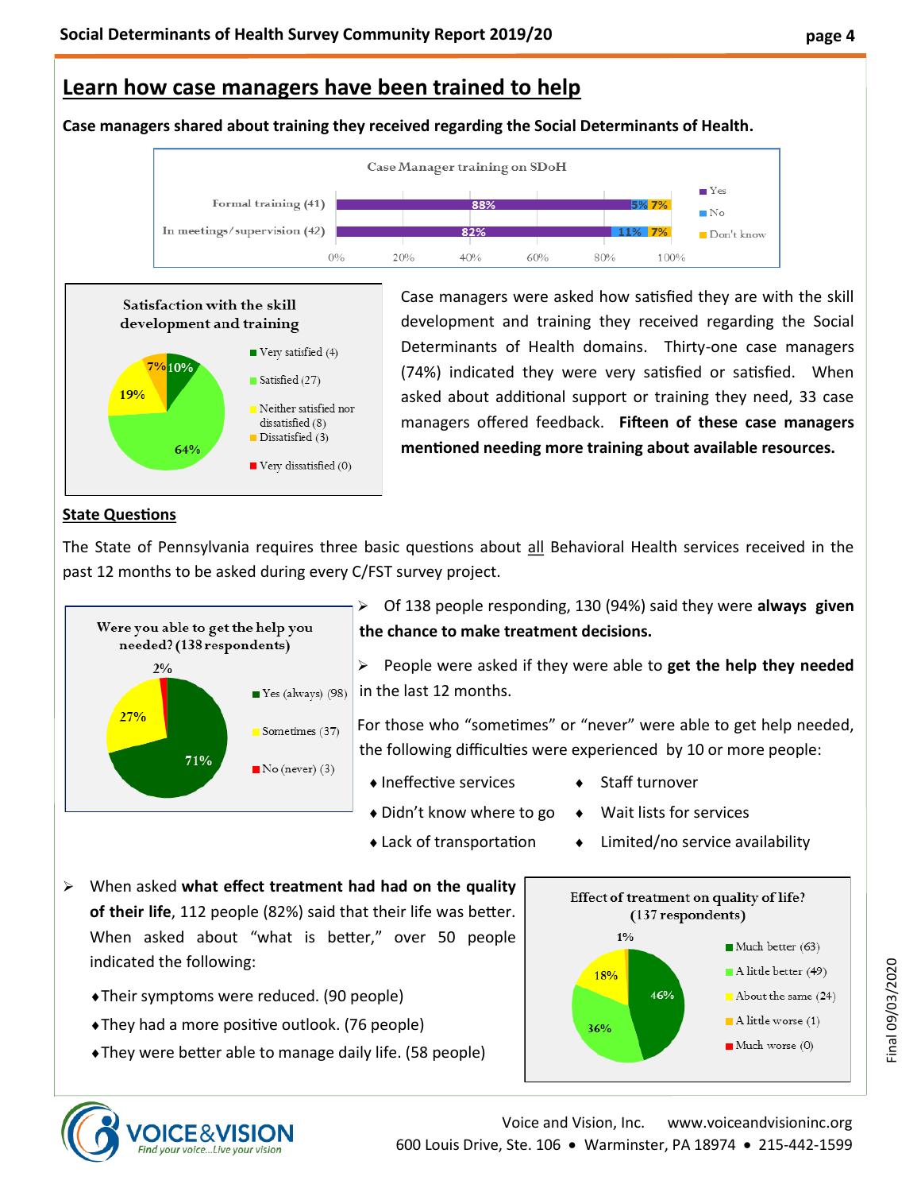## Learn how case managers have been trained to help

**Case managers shared about training they received regarding the Social Determinants of Health.**

Case Manager training on SDoH

Formal training (41)
88%
5%
7%

In meetings/supervision (42)
82%
11%
7%

0% 20% 40% 60% 80% 100%

Yes
No
Don't know

Satisfaction with the skill development and training

Very satisfied (4)
Satisfied (27)
Neither satisfied nor dissatisfied (8)
Dissatisfied (3)
Very dissatisfied (0)

10%
64%
19%
7%

Case managers were asked how satisfied they are with the skill development and training they received regarding the Social Determinants of Health domains. Thirty-one case managers (74%) indicated they were very satisfied or satisfied. When asked about additional support or training they need, 33 case managers offered feedback. **Fifteen of these case managers mentioned needing more training about available resources.**

### State Questions

The State of Pennsylvania requires three basic questions about all Behavioral Health services received in the past 12 months to be asked during every C/FST survey project.

Were you able to get the help you needed? (138 respondents)

Yes (always) (98)
Sometimes (37)
No (never) (3)

71%
27%
2%

- Of 138 people responding, 130 (94%) said they were **always given the chance to make treatment decisions.**
- People were asked if they were able to **get the help they needed** in the last 12 months.

For those who "sometimes" or "never" were able to get help needed, the following difficulties were experienced by 10 or more people:

- Ineffective services
- Didn't know where to go
- Lack of transportation
- Staff turnover
- Wait lists for services
- Limited/no service availability

- When asked **what effect treatment had had on the quality of their life**, 112 people (82%) said that their life was better. When asked about "what is better," over 50 people indicated the following:
  - Their symptoms were reduced. (90 people)
  - They had a more positive outlook. (76 people)
  - They were better able to manage daily life. (58 people)

Effect of treatment on quality of life? (137 respondents)

Much better (63)
A little better (49)
About the same (24)
A little worse (1)
Much worse (0)

46%
36%
18%
1%

Voice and Vision, Inc. www.voiceandvisioninc.org
600 Louis Drive, Ste. 106 • Warminster, PA 18974 • 215-442-1599

Final 09/03/2020